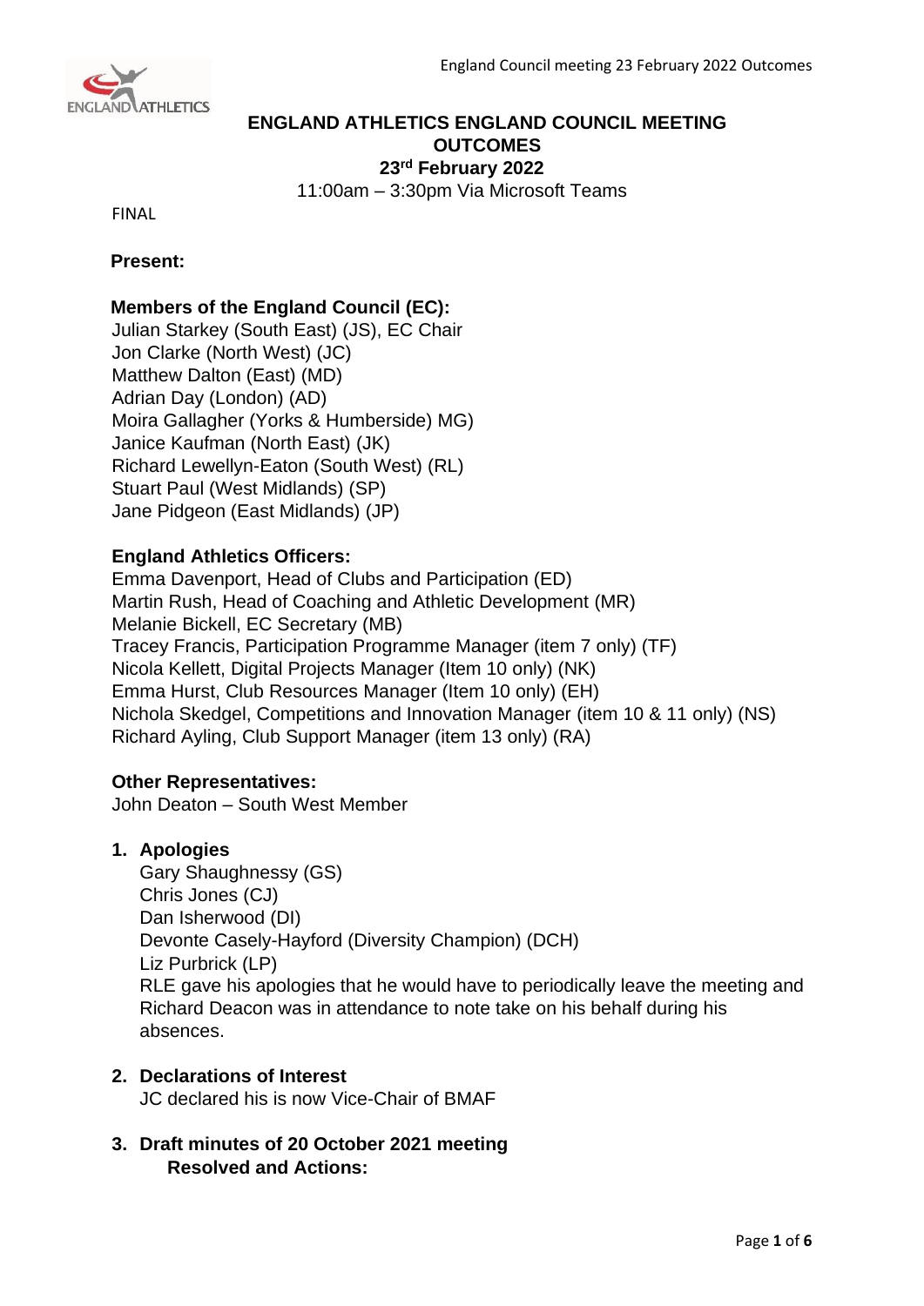# ENGLAND ATHLETICS ENGLAND COUNCIL MEETING OUTCOMES

**23rd February 2022**

11:00am – 3:30pm Via Microsoft Teams

FINAL

**Present:**

**Members of the England Council (EC):**

Julian Starkey (South East) (JS), EC Chair
Jon Clarke (North West) (JC)
Matthew Dalton (East) (MD)
Adrian Day (London) (AD)
Moira Gallagher (Yorks & Humberside) MG)
Janice Kaufman (North East) (JK)
Richard Lewellyn-Eaton (South West) (RL)
Stuart Paul (West Midlands) (SP)
Jane Pidgeon (East Midlands) (JP)

**England Athletics Officers:**

Emma Davenport, Head of Clubs and Participation (ED)
Martin Rush, Head of Coaching and Athletic Development (MR)
Melanie Bickell, EC Secretary (MB)
Tracey Francis, Participation Programme Manager (item 7 only) (TF)
Nicola Kellett, Digital Projects Manager (Item 10 only) (NK)
Emma Hurst, Club Resources Manager (Item 10 only) (EH)
Nichola Skedgel, Competitions and Innovation Manager (item 10 & 11 only) (NS)
Richard Ayling, Club Support Manager (item 13 only) (RA)

**Other Representatives:**

John Deaton – South West Member

1. **Apologies**

   Gary Shaughnessy (GS)
   Chris Jones (CJ)
   Dan Isherwood (DI)
   Devonte Casely-Hayford (Diversity Champion) (DCH)
   Liz Purbrick (LP)
   RLE gave his apologies that he would have to periodically leave the meeting and Richard Deacon was in attendance to note take on his behalf during his absences.

2. **Declarations of Interest**

   JC declared his is now Vice-Chair of BMAF

3. **Draft minutes of 20 October 2021 meeting**

   **Resolved and Actions:**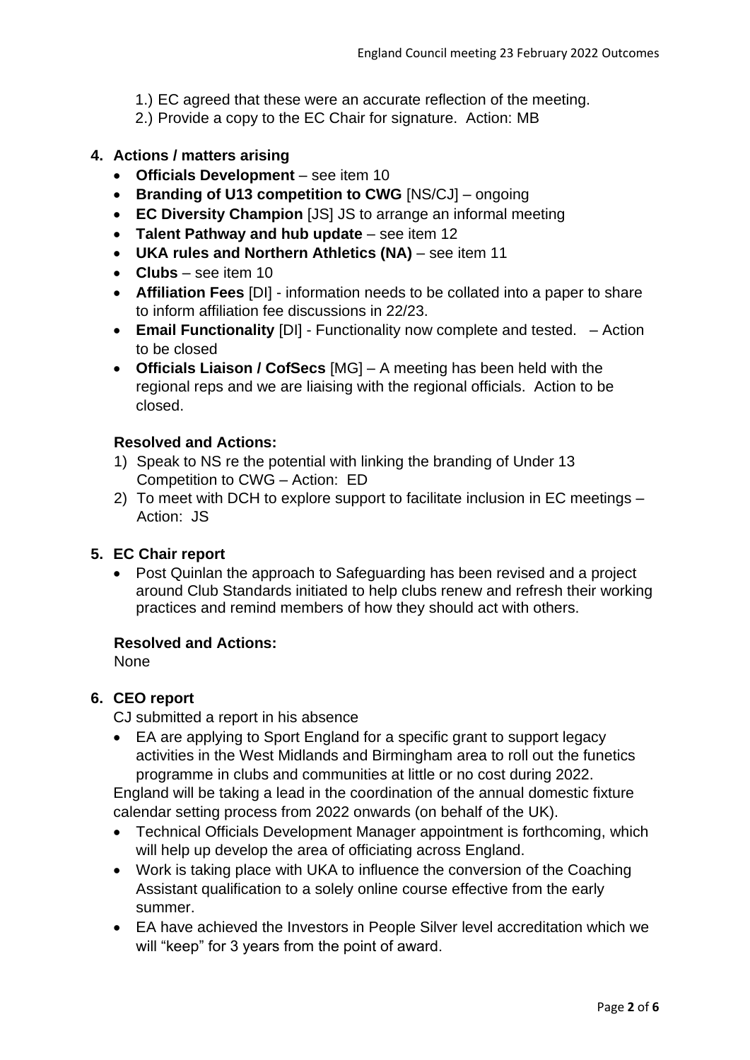1.) EC agreed that these were an accurate reflection of the meeting.
2.) Provide a copy to the EC Chair for signature. Action: MB

**4. Actions / matters arising**

- **Officials Development** – see item 10
- **Branding of U13 competition to CWG** [NS/CJ] – ongoing
- **EC Diversity Champion** [JS] JS to arrange an informal meeting
- **Talent Pathway and hub update** – see item 12
- **UKA rules and Northern Athletics (NA)** – see item 11
- **Clubs** – see item 10
- **Affiliation Fees** [DI] - information needs to be collated into a paper to share to inform affiliation fee discussions in 22/23.
- **Email Functionality** [DI] - Functionality now complete and tested. – Action to be closed
- **Officials Liaison / CofSecs** [MG] – A meeting has been held with the regional reps and we are liaising with the regional officials. Action to be closed.

**Resolved and Actions:**

1) Speak to NS re the potential with linking the branding of Under 13 Competition to CWG – Action: ED
2) To meet with DCH to explore support to facilitate inclusion in EC meetings – Action: JS

**5. EC Chair report**

- Post Quinlan the approach to Safeguarding has been revised and a project around Club Standards initiated to help clubs renew and refresh their working practices and remind members of how they should act with others.

**Resolved and Actions:**

None

**6. CEO report**

CJ submitted a report in his absence

- EA are applying to Sport England for a specific grant to support legacy activities in the West Midlands and Birmingham area to roll out the funetics programme in clubs and communities at little or no cost during 2022.

England will be taking a lead in the coordination of the annual domestic fixture calendar setting process from 2022 onwards (on behalf of the UK).

- Technical Officials Development Manager appointment is forthcoming, which will help up develop the area of officiating across England.
- Work is taking place with UKA to influence the conversion of the Coaching Assistant qualification to a solely online course effective from the early summer.
- EA have achieved the Investors in People Silver level accreditation which we will "keep" for 3 years from the point of award.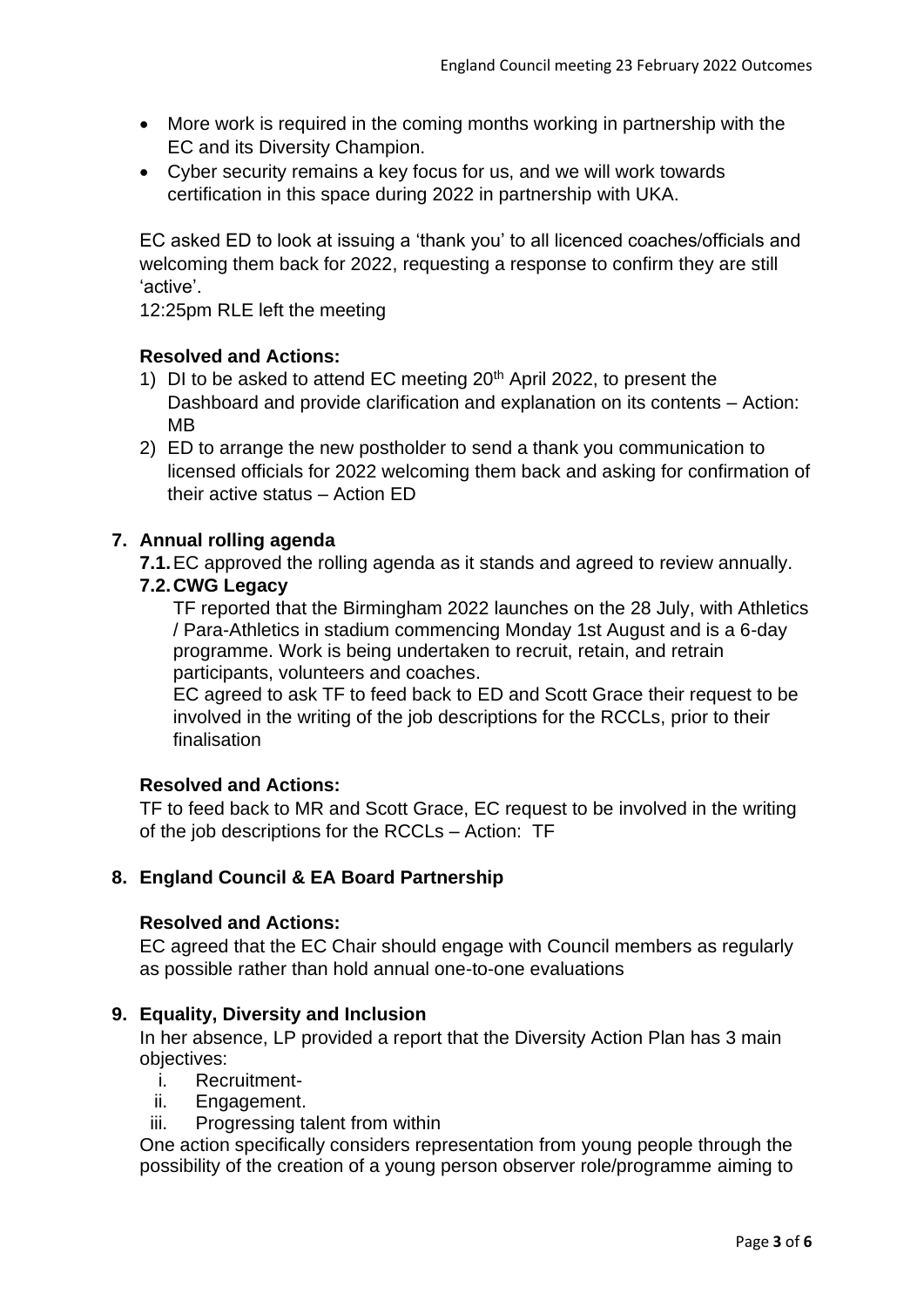- More work is required in the coming months working in partnership with the EC and its Diversity Champion.
- Cyber security remains a key focus for us, and we will work towards certification in this space during 2022 in partnership with UKA.

EC asked ED to look at issuing a 'thank you' to all licenced coaches/officials and welcoming them back for 2022, requesting a response to confirm they are still 'active'.

12:25pm RLE left the meeting

**Resolved and Actions:**

1) DI to be asked to attend EC meeting 20th April 2022, to present the Dashboard and provide clarification and explanation on its contents – Action: MB
2) ED to arrange the new postholder to send a thank you communication to licensed officials for 2022 welcoming them back and asking for confirmation of their active status – Action ED

## 7. Annual rolling agenda

**7.1.** EC approved the rolling agenda as it stands and agreed to review annually.

**7.2. CWG Legacy**

TF reported that the Birmingham 2022 launches on the 28 July, with Athletics / Para-Athletics in stadium commencing Monday 1st August and is a 6-day programme. Work is being undertaken to recruit, retain, and retrain participants, volunteers and coaches.

EC agreed to ask TF to feed back to ED and Scott Grace their request to be involved in the writing of the job descriptions for the RCCLs, prior to their finalisation

**Resolved and Actions:**

TF to feed back to MR and Scott Grace, EC request to be involved in the writing of the job descriptions for the RCCLs – Action: TF

## 8. England Council & EA Board Partnership

**Resolved and Actions:**

EC agreed that the EC Chair should engage with Council members as regularly as possible rather than hold annual one-to-one evaluations

## 9. Equality, Diversity and Inclusion

In her absence, LP provided a report that the Diversity Action Plan has 3 main objectives:

i. Recruitment-
ii. Engagement.
iii. Progressing talent from within

One action specifically considers representation from young people through the possibility of the creation of a young person observer role/programme aiming to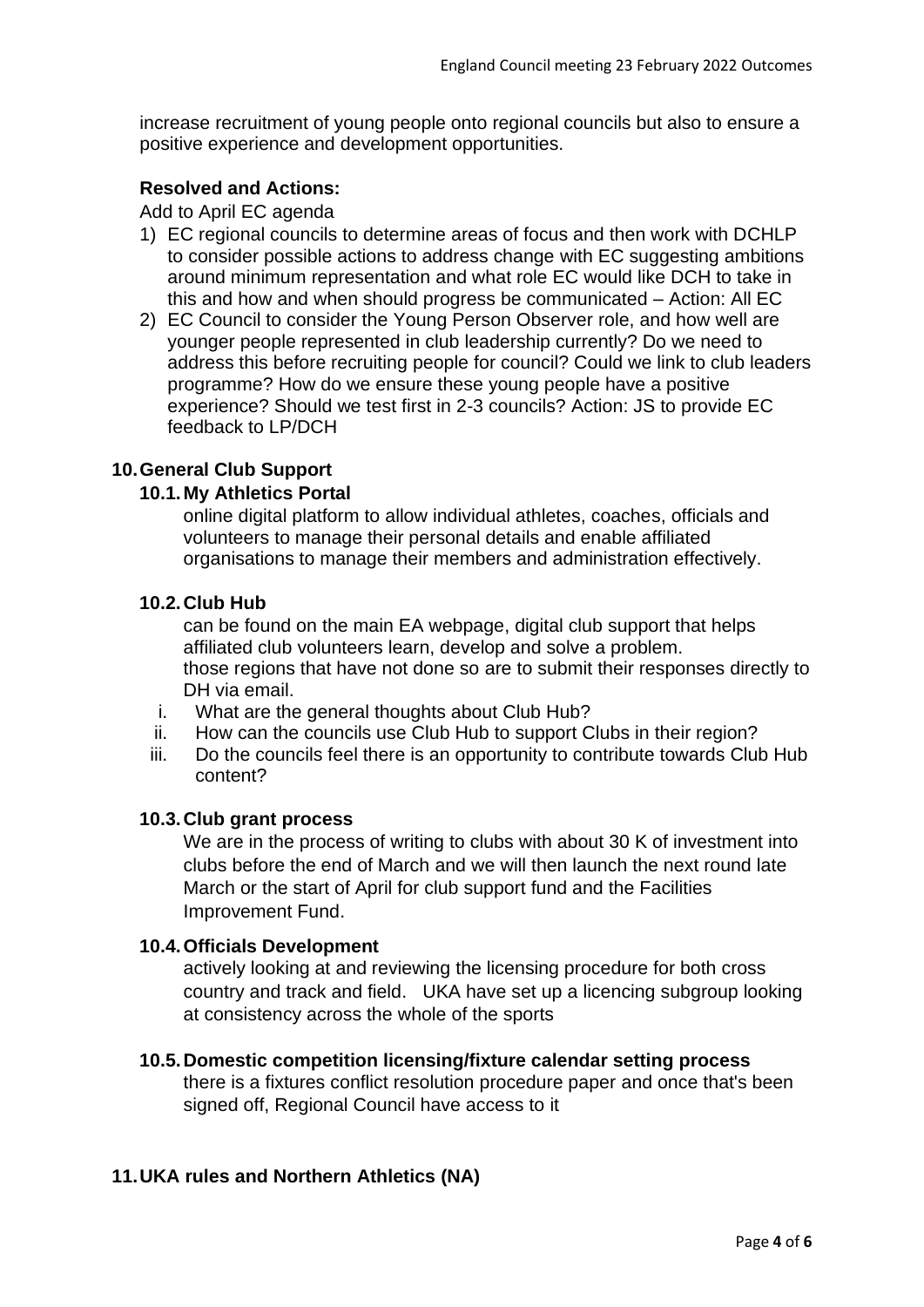increase recruitment of young people onto regional councils but also to ensure a positive experience and development opportunities.

**Resolved and Actions:**

Add to April EC agenda

1) EC regional councils to determine areas of focus and then work with DCHLP to consider possible actions to address change with EC suggesting ambitions around minimum representation and what role EC would like DCH to take in this and how and when should progress be communicated – Action: All EC
2) EC Council to consider the Young Person Observer role, and how well are younger people represented in club leadership currently? Do we need to address this before recruiting people for council? Could we link to club leaders programme? How do we ensure these young people have a positive experience? Should we test first in 2-3 councils? Action: JS to provide EC feedback to LP/DCH

## 10. General Club Support

### 10.1. My Athletics Portal

online digital platform to allow individual athletes, coaches, officials and volunteers to manage their personal details and enable affiliated organisations to manage their members and administration effectively.

### 10.2. Club Hub

can be found on the main EA webpage, digital club support that helps affiliated club volunteers learn, develop and solve a problem.
those regions that have not done so are to submit their responses directly to DH via email.

i. What are the general thoughts about Club Hub?
ii. How can the councils use Club Hub to support Clubs in their region?
iii. Do the councils feel there is an opportunity to contribute towards Club Hub content?

### 10.3. Club grant process

We are in the process of writing to clubs with about 30 K of investment into clubs before the end of March and we will then launch the next round late March or the start of April for club support fund and the Facilities Improvement Fund.

### 10.4. Officials Development

actively looking at and reviewing the licensing procedure for both cross country and track and field. UKA have set up a licencing subgroup looking at consistency across the whole of the sports

### 10.5. Domestic competition licensing/fixture calendar setting process

there is a fixtures conflict resolution procedure paper and once that's been signed off, Regional Council have access to it

## 11. UKA rules and Northern Athletics (NA)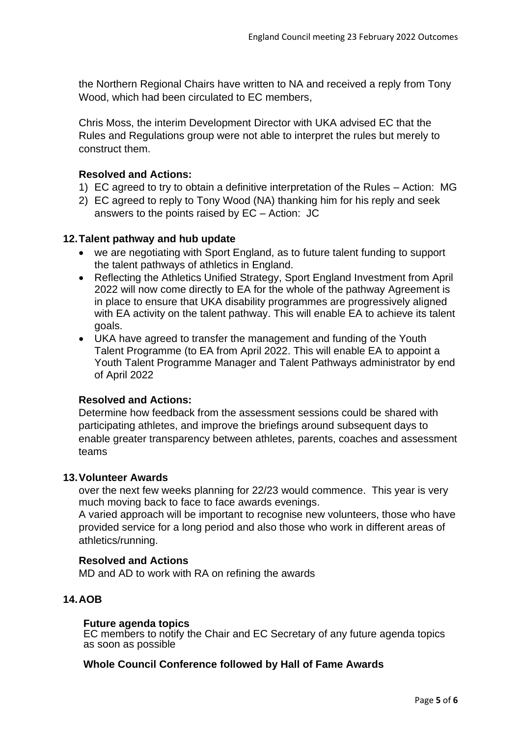the Northern Regional Chairs have written to NA and received a reply from Tony Wood, which had been circulated to EC members,

Chris Moss, the interim Development Director with UKA advised EC that the Rules and Regulations group were not able to interpret the rules but merely to construct them.

**Resolved and Actions:**

1) EC agreed to try to obtain a definitive interpretation of the Rules – Action: MG
2) EC agreed to reply to Tony Wood (NA) thanking him for his reply and seek answers to the points raised by EC – Action: JC

## 12. Talent pathway and hub update

- we are negotiating with Sport England, as to future talent funding to support the talent pathways of athletics in England.
- Reflecting the Athletics Unified Strategy, Sport England Investment from April 2022 will now come directly to EA for the whole of the pathway Agreement is in place to ensure that UKA disability programmes are progressively aligned with EA activity on the talent pathway. This will enable EA to achieve its talent goals.
- UKA have agreed to transfer the management and funding of the Youth Talent Programme (to EA from April 2022. This will enable EA to appoint a Youth Talent Programme Manager and Talent Pathways administrator by end of April 2022

**Resolved and Actions:**

Determine how feedback from the assessment sessions could be shared with participating athletes, and improve the briefings around subsequent days to enable greater transparency between athletes, parents, coaches and assessment teams

## 13. Volunteer Awards

over the next few weeks planning for 22/23 would commence. This year is very much moving back to face to face awards evenings.

A varied approach will be important to recognise new volunteers, those who have provided service for a long period and also those who work in different areas of athletics/running.

**Resolved and Actions**

MD and AD to work with RA on refining the awards

## 14. AOB

**Future agenda topics**

EC members to notify the Chair and EC Secretary of any future agenda topics as soon as possible

**Whole Council Conference followed by Hall of Fame Awards**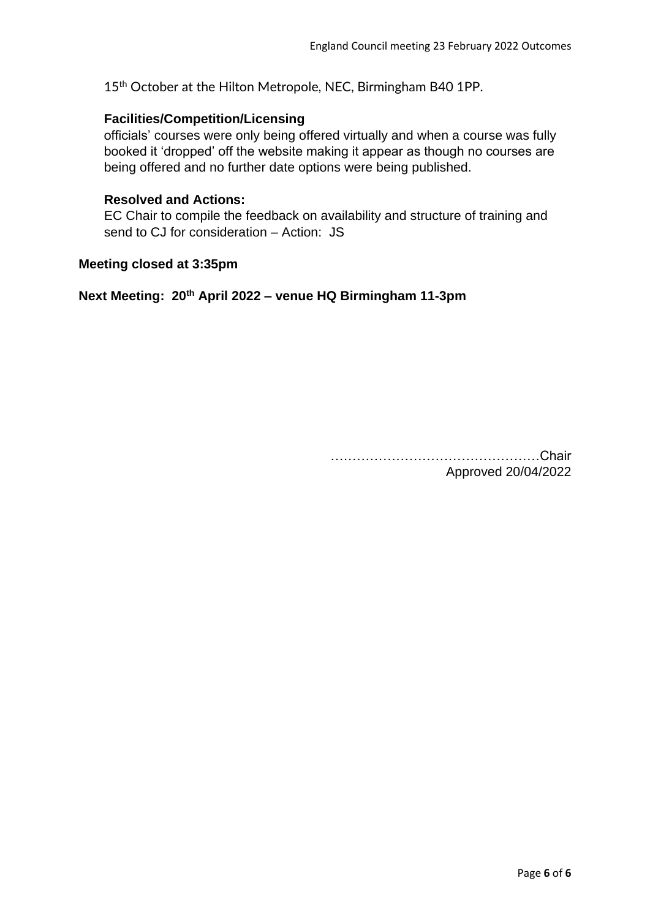15th October at the Hilton Metropole, NEC, Birmingham B40 1PP.

**Facilities/Competition/Licensing**

officials' courses were only being offered virtually and when a course was fully booked it 'dropped' off the website making it appear as though no courses are being offered and no further date options were being published.

**Resolved and Actions:**

EC Chair to compile the feedback on availability and structure of training and send to CJ for consideration – Action: JS

**Meeting closed at 3:35pm**

**Next Meeting: 20th April 2022 – venue HQ Birmingham 11-3pm**

…………………………………………Chair
Approved 20/04/2022